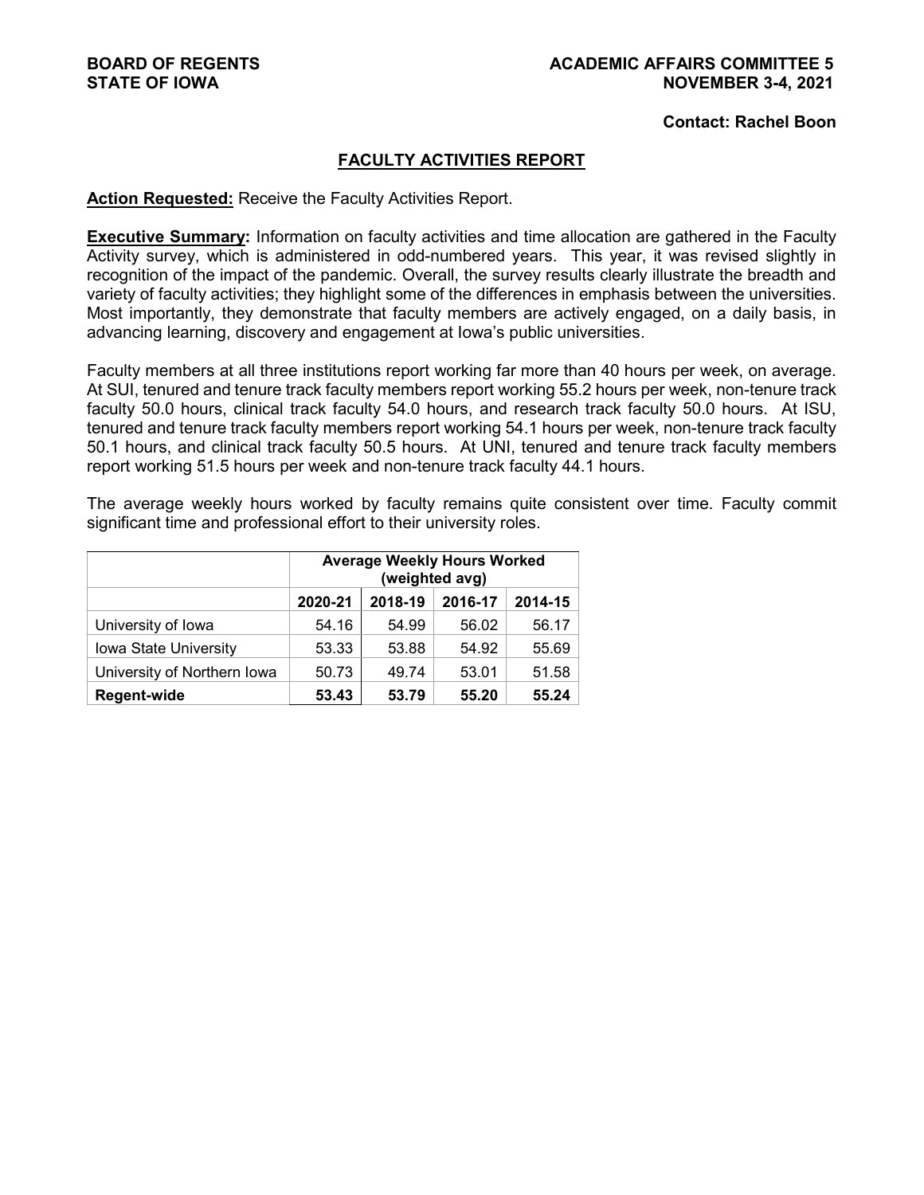**BOARD OF REGENTS**
**STATE OF IOWA**

**ACADEMIC AFFAIRS COMMITTEE 5**
**NOVEMBER 3-4, 2021**

**Contact: Rachel Boon**

## FACULTY ACTIVITIES REPORT

**Action Requested:** Receive the Faculty Activities Report.

**Executive Summary:** Information on faculty activities and time allocation are gathered in the Faculty Activity survey, which is administered in odd-numbered years. This year, it was revised slightly in recognition of the impact of the pandemic. Overall, the survey results clearly illustrate the breadth and variety of faculty activities; they highlight some of the differences in emphasis between the universities. Most importantly, they demonstrate that faculty members are actively engaged, on a daily basis, in advancing learning, discovery and engagement at Iowa's public universities.

Faculty members at all three institutions report working far more than 40 hours per week, on average. At SUI, tenured and tenure track faculty members report working 55.2 hours per week, non-tenure track faculty 50.0 hours, clinical track faculty 54.0 hours, and research track faculty 50.0 hours. At ISU, tenured and tenure track faculty members report working 54.1 hours per week, non-tenure track faculty 50.1 hours, and clinical track faculty 50.5 hours. At UNI, tenured and tenure track faculty members report working 51.5 hours per week and non-tenure track faculty 44.1 hours.

The average weekly hours worked by faculty remains quite consistent over time. Faculty commit significant time and professional effort to their university roles.

| | Average Weekly Hours Worked (weighted avg) | | | |
|---|---|---|---|---|
| | 2020-21 | 2018-19 | 2016-17 | 2014-15 |
| University of Iowa | 54.16 | 54.99 | 56.02 | 56.17 |
| Iowa State University | 53.33 | 53.88 | 54.92 | 55.69 |
| University of Northern Iowa | 50.73 | 49.74 | 53.01 | 51.58 |
| **Regent-wide** | **53.43** | **53.79** | **55.20** | **55.24** |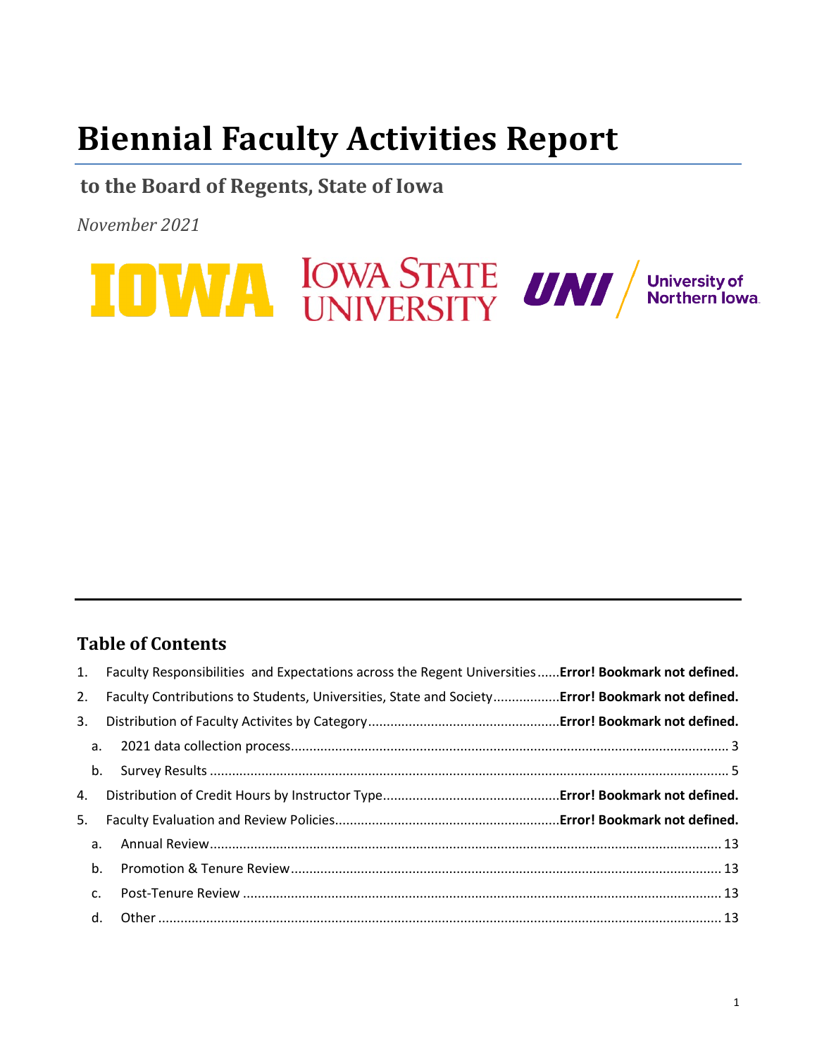# Biennial Faculty Activities Report

## to the Board of Regents, State of Iowa

*November 2021*

---

### Table of Contents

1. Faculty Responsibilities and Expectations across the Regent Universities ...... **Error! Bookmark not defined.**
2. Faculty Contributions to Students, Universities, State and Society .................. **Error! Bookmark not defined.**
3. Distribution of Faculty Activites by Category .................................................... **Error! Bookmark not defined.**
   a. 2021 data collection process ........................................................................................................ 3
   b. Survey Results ................................................................................................................................ 5
4. Distribution of Credit Hours by Instructor Type ................................................ **Error! Bookmark not defined.**
5. Faculty Evaluation and Review Policies ............................................................. **Error! Bookmark not defined.**
   a. Annual Review ............................................................................................................................. 13
   b. Promotion & Tenure Review ........................................................................................................ 13
   c. Post-Tenure Review ..................................................................................................................... 13
   d. Other ........................................................................................................................................... 13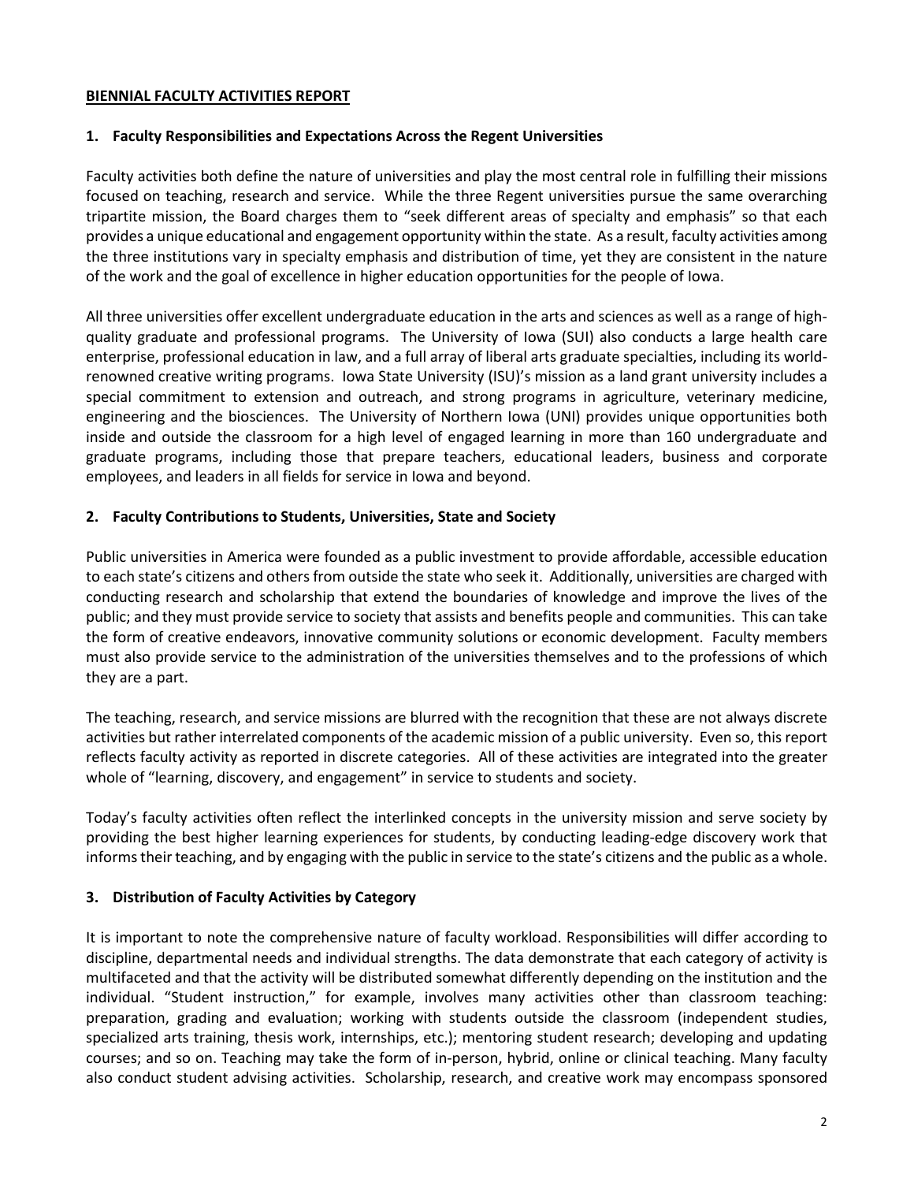**BIENNIAL FACULTY ACTIVITIES REPORT**

### 1. Faculty Responsibilities and Expectations Across the Regent Universities

Faculty activities both define the nature of universities and play the most central role in fulfilling their missions focused on teaching, research and service. While the three Regent universities pursue the same overarching tripartite mission, the Board charges them to "seek different areas of specialty and emphasis" so that each provides a unique educational and engagement opportunity within the state. As a result, faculty activities among the three institutions vary in specialty emphasis and distribution of time, yet they are consistent in the nature of the work and the goal of excellence in higher education opportunities for the people of Iowa.

All three universities offer excellent undergraduate education in the arts and sciences as well as a range of high-quality graduate and professional programs. The University of Iowa (SUI) also conducts a large health care enterprise, professional education in law, and a full array of liberal arts graduate specialties, including its world-renowned creative writing programs. Iowa State University (ISU)'s mission as a land grant university includes a special commitment to extension and outreach, and strong programs in agriculture, veterinary medicine, engineering and the biosciences. The University of Northern Iowa (UNI) provides unique opportunities both inside and outside the classroom for a high level of engaged learning in more than 160 undergraduate and graduate programs, including those that prepare teachers, educational leaders, business and corporate employees, and leaders in all fields for service in Iowa and beyond.

### 2. Faculty Contributions to Students, Universities, State and Society

Public universities in America were founded as a public investment to provide affordable, accessible education to each state's citizens and others from outside the state who seek it. Additionally, universities are charged with conducting research and scholarship that extend the boundaries of knowledge and improve the lives of the public; and they must provide service to society that assists and benefits people and communities. This can take the form of creative endeavors, innovative community solutions or economic development. Faculty members must also provide service to the administration of the universities themselves and to the professions of which they are a part.

The teaching, research, and service missions are blurred with the recognition that these are not always discrete activities but rather interrelated components of the academic mission of a public university. Even so, this report reflects faculty activity as reported in discrete categories. All of these activities are integrated into the greater whole of "learning, discovery, and engagement" in service to students and society.

Today's faculty activities often reflect the interlinked concepts in the university mission and serve society by providing the best higher learning experiences for students, by conducting leading-edge discovery work that informs their teaching, and by engaging with the public in service to the state's citizens and the public as a whole.

### 3. Distribution of Faculty Activities by Category

It is important to note the comprehensive nature of faculty workload. Responsibilities will differ according to discipline, departmental needs and individual strengths. The data demonstrate that each category of activity is multifaceted and that the activity will be distributed somewhat differently depending on the institution and the individual. "Student instruction," for example, involves many activities other than classroom teaching: preparation, grading and evaluation; working with students outside the classroom (independent studies, specialized arts training, thesis work, internships, etc.); mentoring student research; developing and updating courses; and so on. Teaching may take the form of in-person, hybrid, online or clinical teaching. Many faculty also conduct student advising activities. Scholarship, research, and creative work may encompass sponsored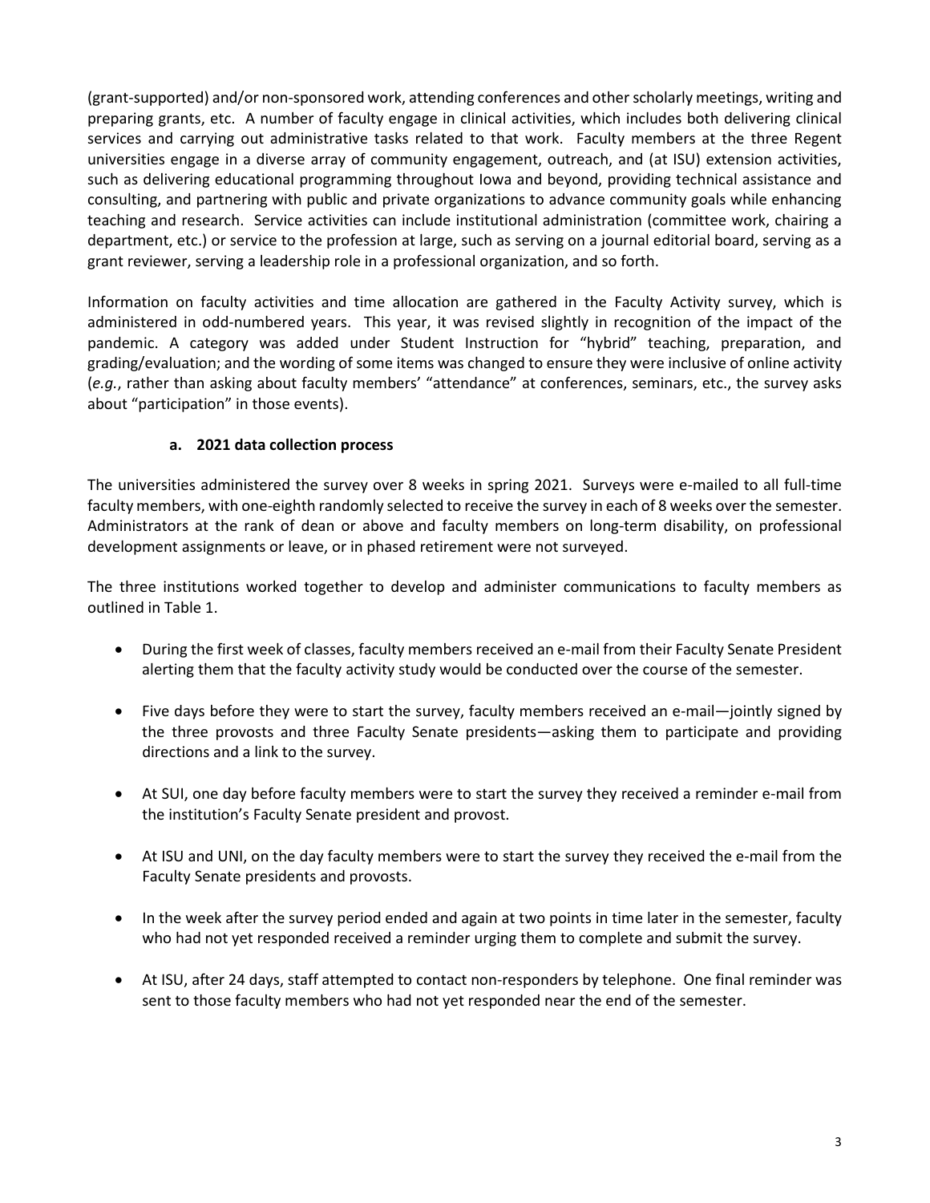(grant-supported) and/or non-sponsored work, attending conferences and other scholarly meetings, writing and preparing grants, etc. A number of faculty engage in clinical activities, which includes both delivering clinical services and carrying out administrative tasks related to that work. Faculty members at the three Regent universities engage in a diverse array of community engagement, outreach, and (at ISU) extension activities, such as delivering educational programming throughout Iowa and beyond, providing technical assistance and consulting, and partnering with public and private organizations to advance community goals while enhancing teaching and research. Service activities can include institutional administration (committee work, chairing a department, etc.) or service to the profession at large, such as serving on a journal editorial board, serving as a grant reviewer, serving a leadership role in a professional organization, and so forth.

Information on faculty activities and time allocation are gathered in the Faculty Activity survey, which is administered in odd-numbered years. This year, it was revised slightly in recognition of the impact of the pandemic. A category was added under Student Instruction for "hybrid" teaching, preparation, and grading/evaluation; and the wording of some items was changed to ensure they were inclusive of online activity (*e.g.*, rather than asking about faculty members' "attendance" at conferences, seminars, etc., the survey asks about "participation" in those events).

### a. 2021 data collection process

The universities administered the survey over 8 weeks in spring 2021. Surveys were e-mailed to all full-time faculty members, with one-eighth randomly selected to receive the survey in each of 8 weeks over the semester. Administrators at the rank of dean or above and faculty members on long-term disability, on professional development assignments or leave, or in phased retirement were not surveyed.

The three institutions worked together to develop and administer communications to faculty members as outlined in Table 1.

- During the first week of classes, faculty members received an e-mail from their Faculty Senate President alerting them that the faculty activity study would be conducted over the course of the semester.
- Five days before they were to start the survey, faculty members received an e-mail—jointly signed by the three provosts and three Faculty Senate presidents—asking them to participate and providing directions and a link to the survey.
- At SUI, one day before faculty members were to start the survey they received a reminder e-mail from the institution's Faculty Senate president and provost.
- At ISU and UNI, on the day faculty members were to start the survey they received the e-mail from the Faculty Senate presidents and provosts.
- In the week after the survey period ended and again at two points in time later in the semester, faculty who had not yet responded received a reminder urging them to complete and submit the survey.
- At ISU, after 24 days, staff attempted to contact non-responders by telephone. One final reminder was sent to those faculty members who had not yet responded near the end of the semester.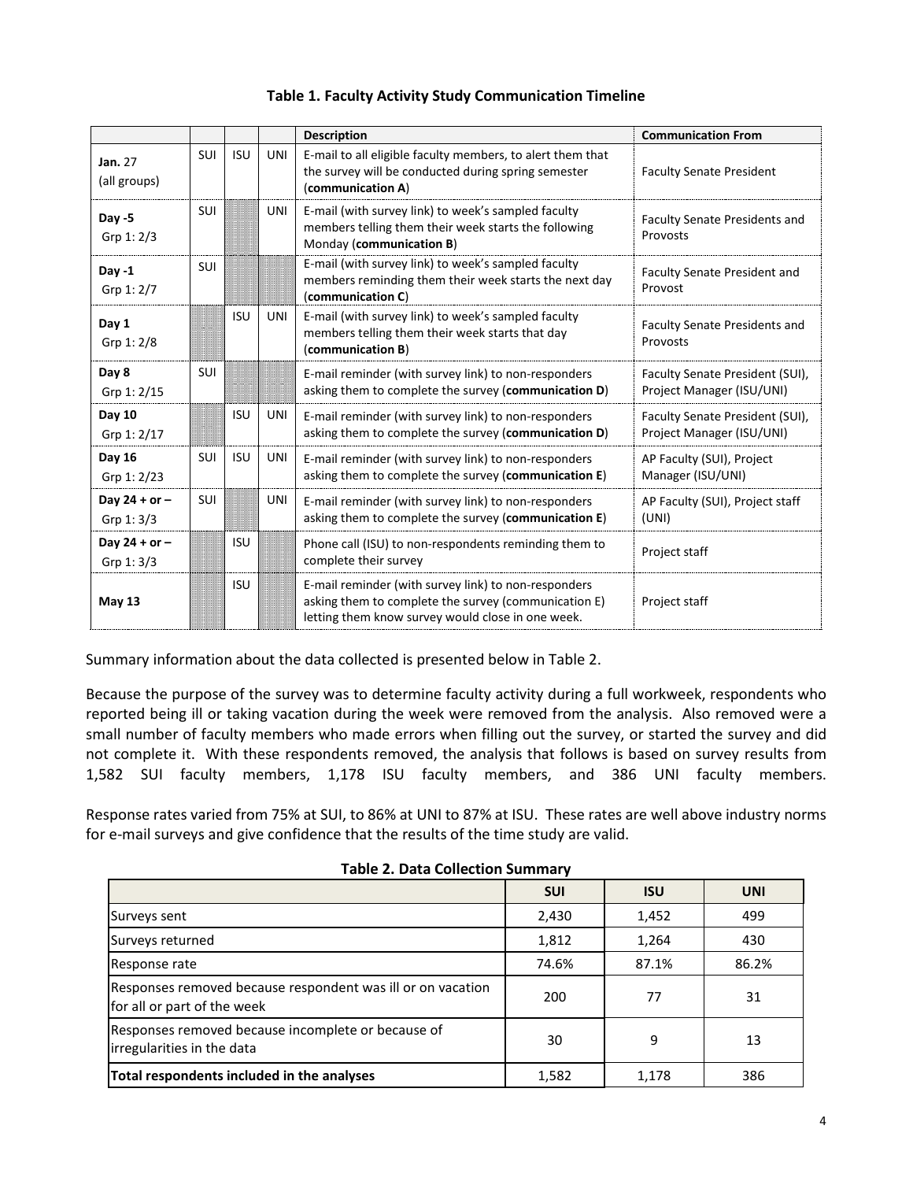**Table 1. Faculty Activity Study Communication Timeline**

| | | | | Description | Communication From |
|---|---|---|---|---|---|
| **Jan.** 27 (all groups) | SUI | ISU | UNI | E-mail to all eligible faculty members, to alert them that the survey will be conducted during spring semester (**communication A**) | Faculty Senate President |
| **Day -5** Grp 1: 2/3 | SUI | | UNI | E-mail (with survey link) to week's sampled faculty members telling them their week starts the following Monday (**communication B**) | Faculty Senate Presidents and Provosts |
| **Day -1** Grp 1: 2/7 | SUI | | | E-mail (with survey link) to week's sampled faculty members reminding them their week starts the next day (**communication C**) | Faculty Senate President and Provost |
| **Day 1** Grp 1: 2/8 | | ISU | UNI | E-mail (with survey link) to week's sampled faculty members telling them their week starts that day (**communication B**) | Faculty Senate Presidents and Provosts |
| **Day 8** Grp 1: 2/15 | SUI | | | E-mail reminder (with survey link) to non-responders asking them to complete the survey (**communication D**) | Faculty Senate President (SUI), Project Manager (ISU/UNI) |
| **Day 10** Grp 1: 2/17 | | ISU | UNI | E-mail reminder (with survey link) to non-responders asking them to complete the survey (**communication D**) | Faculty Senate President (SUI), Project Manager (ISU/UNI) |
| **Day 16** Grp 1: 2/23 | SUI | ISU | UNI | E-mail reminder (with survey link) to non-responders asking them to complete the survey (**communication E**) | AP Faculty (SUI), Project Manager (ISU/UNI) |
| **Day 24 + or –** Grp 1: 3/3 | SUI | | UNI | E-mail reminder (with survey link) to non-responders asking them to complete the survey (**communication E**) | AP Faculty (SUI), Project staff (UNI) |
| **Day 24 + or –** Grp 1: 3/3 | | ISU | | Phone call (ISU) to non-respondents reminding them to complete their survey | Project staff |
| **May 13** | | ISU | | E-mail reminder (with survey link) to non-responders asking them to complete the survey (communication E) letting them know survey would close in one week. | Project staff |

Summary information about the data collected is presented below in Table 2.

Because the purpose of the survey was to determine faculty activity during a full workweek, respondents who reported being ill or taking vacation during the week were removed from the analysis. Also removed were a small number of faculty members who made errors when filling out the survey, or started the survey and did not complete it. With these respondents removed, the analysis that follows is based on survey results from 1,582 SUI faculty members, 1,178 ISU faculty members, and 386 UNI faculty members.

Response rates varied from 75% at SUI, to 86% at UNI to 87% at ISU. These rates are well above industry norms for e-mail surveys and give confidence that the results of the time study are valid.

**Table 2. Data Collection Summary**

| | SUI | ISU | UNI |
|---|---|---|---|
| Surveys sent | 2,430 | 1,452 | 499 |
| Surveys returned | 1,812 | 1,264 | 430 |
| Response rate | 74.6% | 87.1% | 86.2% |
| Responses removed because respondent was ill or on vacation for all or part of the week | 200 | 77 | 31 |
| Responses removed because incomplete or because of irregularities in the data | 30 | 9 | 13 |
| **Total respondents included in the analyses** | 1,582 | 1,178 | 386 |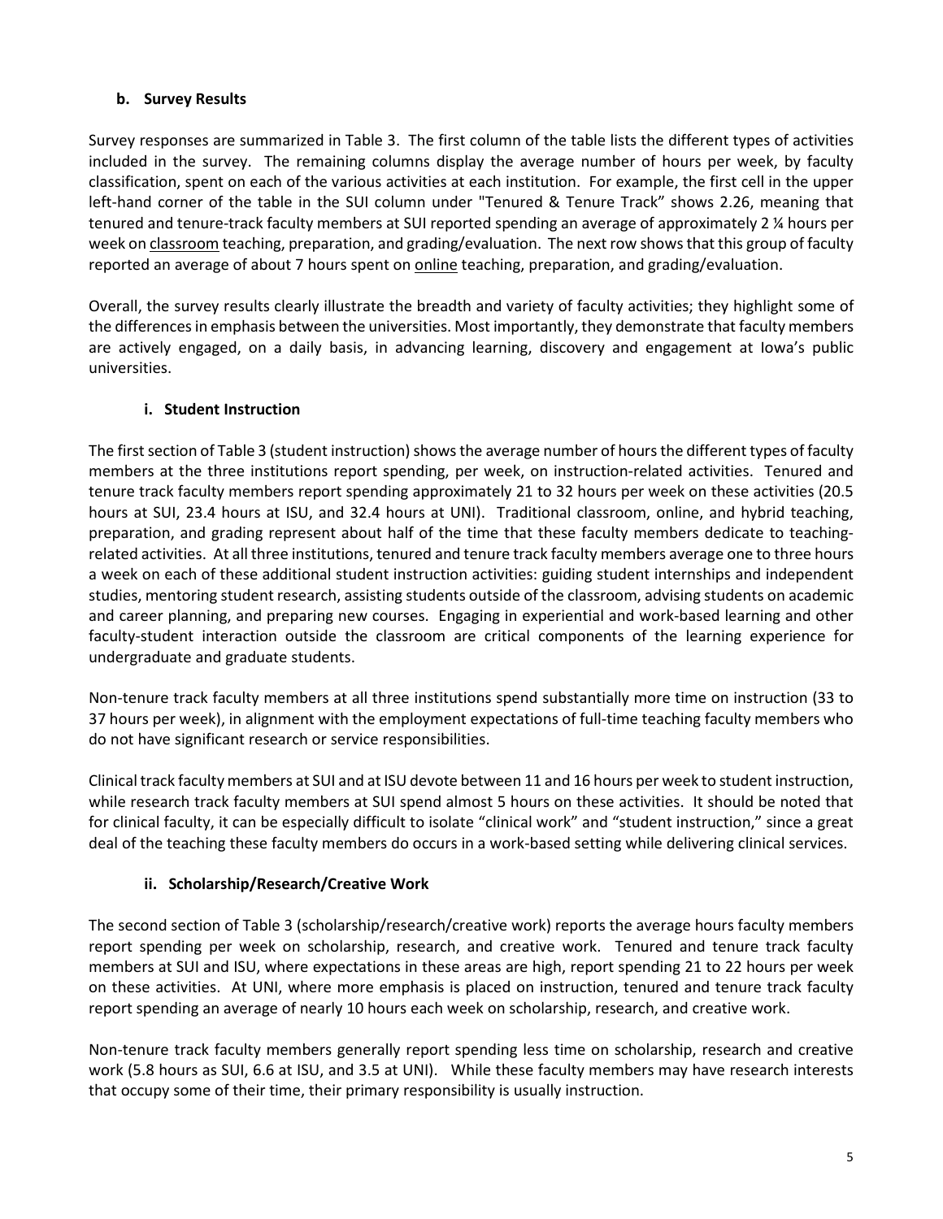### b. Survey Results

Survey responses are summarized in Table 3. The first column of the table lists the different types of activities included in the survey. The remaining columns display the average number of hours per week, by faculty classification, spent on each of the various activities at each institution. For example, the first cell in the upper left-hand corner of the table in the SUI column under "Tenured & Tenure Track" shows 2.26, meaning that tenured and tenure-track faculty members at SUI reported spending an average of approximately 2 ¼ hours per week on classroom teaching, preparation, and grading/evaluation. The next row shows that this group of faculty reported an average of about 7 hours spent on online teaching, preparation, and grading/evaluation.

Overall, the survey results clearly illustrate the breadth and variety of faculty activities; they highlight some of the differences in emphasis between the universities. Most importantly, they demonstrate that faculty members are actively engaged, on a daily basis, in advancing learning, discovery and engagement at Iowa's public universities.

#### i. Student Instruction

The first section of Table 3 (student instruction) shows the average number of hours the different types of faculty members at the three institutions report spending, per week, on instruction-related activities. Tenured and tenure track faculty members report spending approximately 21 to 32 hours per week on these activities (20.5 hours at SUI, 23.4 hours at ISU, and 32.4 hours at UNI). Traditional classroom, online, and hybrid teaching, preparation, and grading represent about half of the time that these faculty members dedicate to teaching-related activities. At all three institutions, tenured and tenure track faculty members average one to three hours a week on each of these additional student instruction activities: guiding student internships and independent studies, mentoring student research, assisting students outside of the classroom, advising students on academic and career planning, and preparing new courses. Engaging in experiential and work-based learning and other faculty-student interaction outside the classroom are critical components of the learning experience for undergraduate and graduate students.

Non-tenure track faculty members at all three institutions spend substantially more time on instruction (33 to 37 hours per week), in alignment with the employment expectations of full-time teaching faculty members who do not have significant research or service responsibilities.

Clinical track faculty members at SUI and at ISU devote between 11 and 16 hours per week to student instruction, while research track faculty members at SUI spend almost 5 hours on these activities. It should be noted that for clinical faculty, it can be especially difficult to isolate "clinical work" and "student instruction," since a great deal of the teaching these faculty members do occurs in a work-based setting while delivering clinical services.

#### ii. Scholarship/Research/Creative Work

The second section of Table 3 (scholarship/research/creative work) reports the average hours faculty members report spending per week on scholarship, research, and creative work. Tenured and tenure track faculty members at SUI and ISU, where expectations in these areas are high, report spending 21 to 22 hours per week on these activities. At UNI, where more emphasis is placed on instruction, tenured and tenure track faculty report spending an average of nearly 10 hours each week on scholarship, research, and creative work.

Non-tenure track faculty members generally report spending less time on scholarship, research and creative work (5.8 hours as SUI, 6.6 at ISU, and 3.5 at UNI). While these faculty members may have research interests that occupy some of their time, their primary responsibility is usually instruction.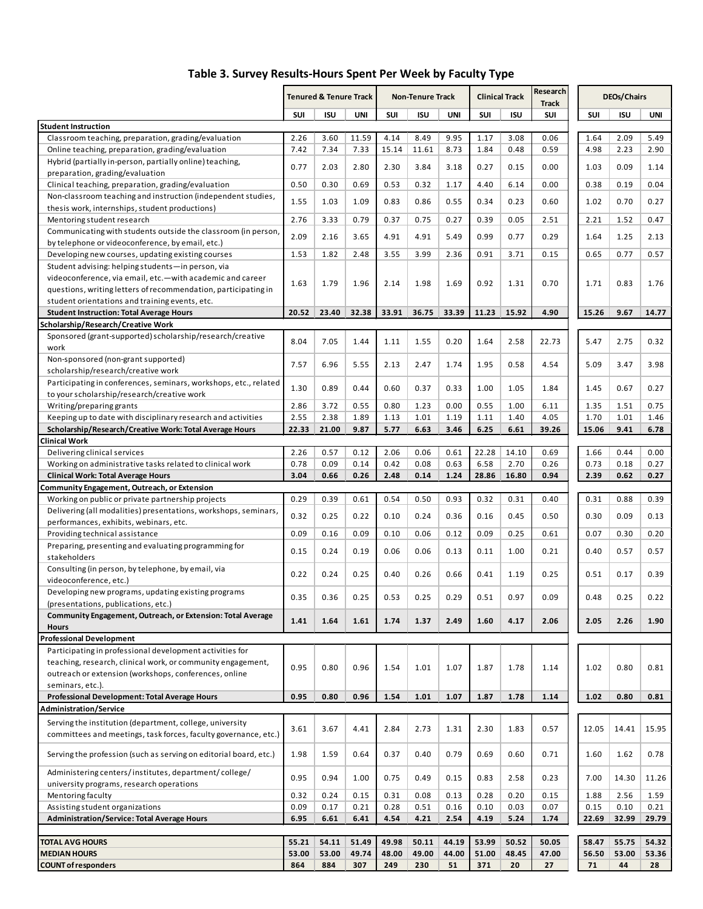# Table 3. Survey Results-Hours Spent Per Week by Faculty Type

| | Tenured & Tenure Track | | | Non-Tenure Track | | | Clinical Track | | Research Track | DEOs/Chairs | | |
|---|---|---|---|---|---|---|---|---|---|---|---|---|
| | SUI | ISU | UNI | SUI | ISU | UNI | SUI | ISU | SUI | SUI | ISU | UNI |
| **Student Instruction** | | | | | | | | | | | | |
| Classroom teaching, preparation, grading/evaluation | 2.26 | 3.60 | 11.59 | 4.14 | 8.49 | 9.95 | 1.17 | 3.08 | 0.06 | 1.64 | 2.09 | 5.49 |
| Online teaching, preparation, grading/evaluation | 7.42 | 7.34 | 7.33 | 15.14 | 11.61 | 8.73 | 1.84 | 0.48 | 0.59 | 4.98 | 2.23 | 2.90 |
| Hybrid (partially in-person, partially online) teaching, preparation, grading/evaluation | 0.77 | 2.03 | 2.80 | 2.30 | 3.84 | 3.18 | 0.27 | 0.15 | 0.00 | 1.03 | 0.09 | 1.14 |
| Clinical teaching, preparation, grading/evaluation | 0.50 | 0.30 | 0.69 | 0.53 | 0.32 | 1.17 | 4.40 | 6.14 | 0.00 | 0.38 | 0.19 | 0.04 |
| Non-classroom teaching and instruction (independent studies, thesis work, internships, student productions) | 1.55 | 1.03 | 1.09 | 0.83 | 0.86 | 0.55 | 0.34 | 0.23 | 0.60 | 1.02 | 0.70 | 0.27 |
| Mentoring student research | 2.76 | 3.33 | 0.79 | 0.37 | 0.75 | 0.27 | 0.39 | 0.05 | 2.51 | 2.21 | 1.52 | 0.47 |
| Communicating with students outside the classroom (in person, by telephone or videoconference, by email, etc.) | 2.09 | 2.16 | 3.65 | 4.91 | 4.91 | 5.49 | 0.99 | 0.77 | 0.29 | 1.64 | 1.25 | 2.13 |
| Developing new courses, updating existing courses | 1.53 | 1.82 | 2.48 | 3.55 | 3.99 | 2.36 | 0.91 | 3.71 | 0.15 | 0.65 | 0.77 | 0.57 |
| Student advising: helping students—in person, via videoconference, via email, etc.—with academic and career questions, writing letters of recommendation, participating in student orientations and training events, etc. | 1.63 | 1.79 | 1.96 | 2.14 | 1.98 | 1.69 | 0.92 | 1.31 | 0.70 | 1.71 | 0.83 | 1.76 |
| **Student Instruction: Total Average Hours** | **20.52** | **23.40** | **32.38** | **33.91** | **36.75** | **33.39** | **11.23** | **15.92** | **4.90** | **15.26** | **9.67** | **14.77** |
| **Scholarship/Research/Creative Work** | | | | | | | | | | | | |
| Sponsored (grant-supported) scholarship/research/creative work | 8.04 | 7.05 | 1.44 | 1.11 | 1.55 | 0.20 | 1.64 | 2.58 | 22.73 | 5.47 | 2.75 | 0.32 |
| Non-sponsored (non-grant supported) scholarship/research/creative work | 7.57 | 6.96 | 5.55 | 2.13 | 2.47 | 1.74 | 1.95 | 0.58 | 4.54 | 5.09 | 3.47 | 3.98 |
| Participating in conferences, seminars, workshops, etc., related to your scholarship/research/creative work | 1.30 | 0.89 | 0.44 | 0.60 | 0.37 | 0.33 | 1.00 | 1.05 | 1.84 | 1.45 | 0.67 | 0.27 |
| Writing/preparing grants | 2.86 | 3.72 | 0.55 | 0.80 | 1.23 | 0.00 | 0.55 | 1.00 | 6.11 | 1.35 | 1.51 | 0.75 |
| Keeping up to date with disciplinary research and activities | 2.55 | 2.38 | 1.89 | 1.13 | 1.01 | 1.19 | 1.11 | 1.40 | 4.05 | 1.70 | 1.01 | 1.46 |
| **Scholarship/Research/Creative Work: Total Average Hours** | **22.33** | **21.00** | **9.87** | **5.77** | **6.63** | **3.46** | **6.25** | **6.61** | **39.26** | **15.06** | **9.41** | **6.78** |
| **Clinical Work** | | | | | | | | | | | | |
| Delivering clinical services | 2.26 | 0.57 | 0.12 | 2.06 | 0.06 | 0.61 | 22.28 | 14.10 | 0.69 | 1.66 | 0.44 | 0.00 |
| Working on administrative tasks related to clinical work | 0.78 | 0.09 | 0.14 | 0.42 | 0.08 | 0.63 | 6.58 | 2.70 | 0.26 | 0.73 | 0.18 | 0.27 |
| **Clinical Work: Total Average Hours** | **3.04** | **0.66** | **0.26** | **2.48** | **0.14** | **1.24** | **28.86** | **16.80** | **0.94** | **2.39** | **0.62** | **0.27** |
| **Community Engagement, Outreach, or Extension** | | | | | | | | | | | | |
| Working on public or private partnership projects | 0.29 | 0.39 | 0.61 | 0.54 | 0.50 | 0.93 | 0.32 | 0.31 | 0.40 | 0.31 | 0.88 | 0.39 |
| Delivering (all modalities) presentations, workshops, seminars, performances, exhibits, webinars, etc. | 0.32 | 0.25 | 0.22 | 0.10 | 0.24 | 0.36 | 0.16 | 0.45 | 0.50 | 0.30 | 0.09 | 0.13 |
| Providing technical assistance | 0.09 | 0.16 | 0.09 | 0.10 | 0.06 | 0.12 | 0.09 | 0.25 | 0.61 | 0.07 | 0.30 | 0.20 |
| Preparing, presenting and evaluating programming for stakeholders | 0.15 | 0.24 | 0.19 | 0.06 | 0.06 | 0.13 | 0.11 | 1.00 | 0.21 | 0.40 | 0.57 | 0.57 |
| Consulting (in person, by telephone, by email, via videoconference, etc.) | 0.22 | 0.24 | 0.25 | 0.40 | 0.26 | 0.66 | 0.41 | 1.19 | 0.25 | 0.51 | 0.17 | 0.39 |
| Developing new programs, updating existing programs (presentations, publications, etc.) | 0.35 | 0.36 | 0.25 | 0.53 | 0.25 | 0.29 | 0.51 | 0.97 | 0.09 | 0.48 | 0.25 | 0.22 |
| **Community Engagement, Outreach, or Extension: Total Average Hours** | **1.41** | **1.64** | **1.61** | **1.74** | **1.37** | **2.49** | **1.60** | **4.17** | **2.06** | **2.05** | **2.26** | **1.90** |
| **Professional Development** | | | | | | | | | | | | |
| Participating in professional development activities for teaching, research, clinical work, or community engagement, outreach or extension (workshops, conferences, online seminars, etc.). | 0.95 | 0.80 | 0.96 | 1.54 | 1.01 | 1.07 | 1.87 | 1.78 | 1.14 | 1.02 | 0.80 | 0.81 |
| **Professional Development: Total Average Hours** | **0.95** | **0.80** | **0.96** | **1.54** | **1.01** | **1.07** | **1.87** | **1.78** | **1.14** | **1.02** | **0.80** | **0.81** |
| **Administration/Service** | | | | | | | | | | | | |
| Serving the institution (department, college, university committees and meetings, task forces, faculty governance, etc.) | 3.61 | 3.67 | 4.41 | 2.84 | 2.73 | 1.31 | 2.30 | 1.83 | 0.57 | 12.05 | 14.41 | 15.95 |
| Serving the profession (such as serving on editorial board, etc.) | 1.98 | 1.59 | 0.64 | 0.37 | 0.40 | 0.79 | 0.69 | 0.60 | 0.71 | 1.60 | 1.62 | 0.78 |
| Administering centers/institutes, department/college/university programs, research operations | 0.95 | 0.94 | 1.00 | 0.75 | 0.49 | 0.15 | 0.83 | 2.58 | 0.23 | 7.00 | 14.30 | 11.26 |
| Mentoring faculty | 0.32 | 0.24 | 0.15 | 0.31 | 0.08 | 0.13 | 0.28 | 0.20 | 0.15 | 1.88 | 2.56 | 1.59 |
| Assisting student organizations | 0.09 | 0.17 | 0.21 | 0.28 | 0.51 | 0.16 | 0.10 | 0.03 | 0.07 | 0.15 | 0.10 | 0.21 |
| **Administration/Service: Total Average Hours** | **6.95** | **6.61** | **6.41** | **4.54** | **4.21** | **2.54** | **4.19** | **5.24** | **1.74** | **22.69** | **32.99** | **29.79** |
| | | | | | | | | | | | | |
| **TOTAL AVG HOURS** | **55.21** | **54.11** | **51.49** | **49.98** | **50.11** | **44.19** | **53.99** | **50.52** | **50.05** | **58.47** | **55.75** | **54.32** |
| **MEDIAN HOURS** | **53.00** | **53.00** | **49.74** | **48.00** | **49.00** | **44.00** | **51.00** | **48.45** | **47.00** | **56.50** | **53.00** | **53.36** |
| **COUNT of responders** | **864** | **884** | **307** | **249** | **230** | **51** | **371** | **20** | **27** | **71** | **44** | **28** |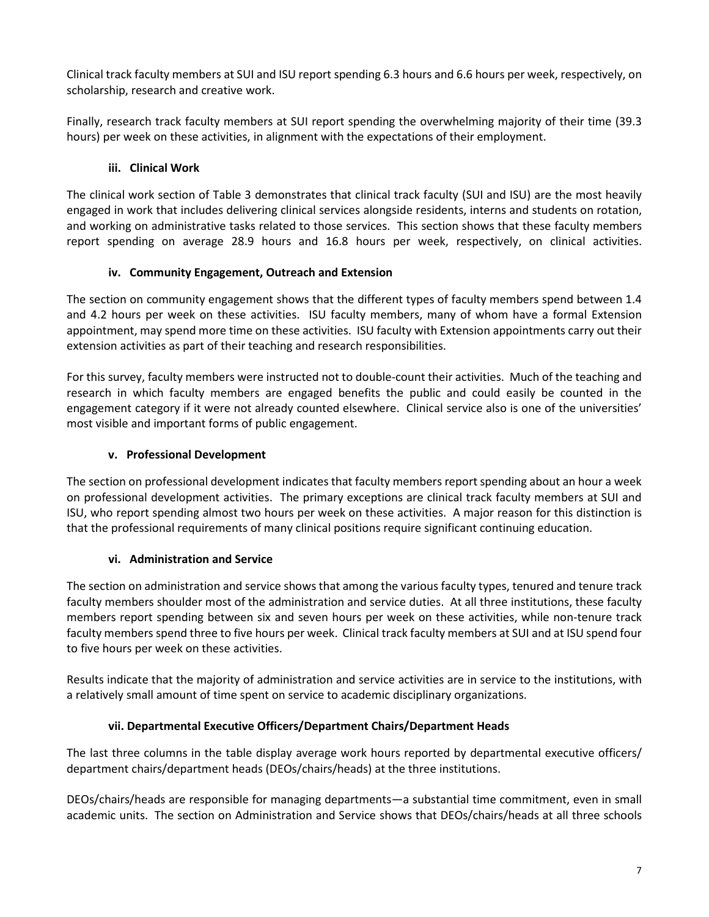Clinical track faculty members at SUI and ISU report spending 6.3 hours and 6.6 hours per week, respectively, on scholarship, research and creative work.

Finally, research track faculty members at SUI report spending the overwhelming majority of their time (39.3 hours) per week on these activities, in alignment with the expectations of their employment.

#### iii. Clinical Work

The clinical work section of Table 3 demonstrates that clinical track faculty (SUI and ISU) are the most heavily engaged in work that includes delivering clinical services alongside residents, interns and students on rotation, and working on administrative tasks related to those services. This section shows that these faculty members report spending on average 28.9 hours and 16.8 hours per week, respectively, on clinical activities.

#### iv. Community Engagement, Outreach and Extension

The section on community engagement shows that the different types of faculty members spend between 1.4 and 4.2 hours per week on these activities. ISU faculty members, many of whom have a formal Extension appointment, may spend more time on these activities. ISU faculty with Extension appointments carry out their extension activities as part of their teaching and research responsibilities.

For this survey, faculty members were instructed not to double-count their activities. Much of the teaching and research in which faculty members are engaged benefits the public and could easily be counted in the engagement category if it were not already counted elsewhere. Clinical service also is one of the universities' most visible and important forms of public engagement.

#### v. Professional Development

The section on professional development indicates that faculty members report spending about an hour a week on professional development activities. The primary exceptions are clinical track faculty members at SUI and ISU, who report spending almost two hours per week on these activities. A major reason for this distinction is that the professional requirements of many clinical positions require significant continuing education.

#### vi. Administration and Service

The section on administration and service shows that among the various faculty types, tenured and tenure track faculty members shoulder most of the administration and service duties. At all three institutions, these faculty members report spending between six and seven hours per week on these activities, while non-tenure track faculty members spend three to five hours per week. Clinical track faculty members at SUI and at ISU spend four to five hours per week on these activities.

Results indicate that the majority of administration and service activities are in service to the institutions, with a relatively small amount of time spent on service to academic disciplinary organizations.

#### vii. Departmental Executive Officers/Department Chairs/Department Heads

The last three columns in the table display average work hours reported by departmental executive officers/ department chairs/department heads (DEOs/chairs/heads) at the three institutions.

DEOs/chairs/heads are responsible for managing departments—a substantial time commitment, even in small academic units. The section on Administration and Service shows that DEOs/chairs/heads at all three schools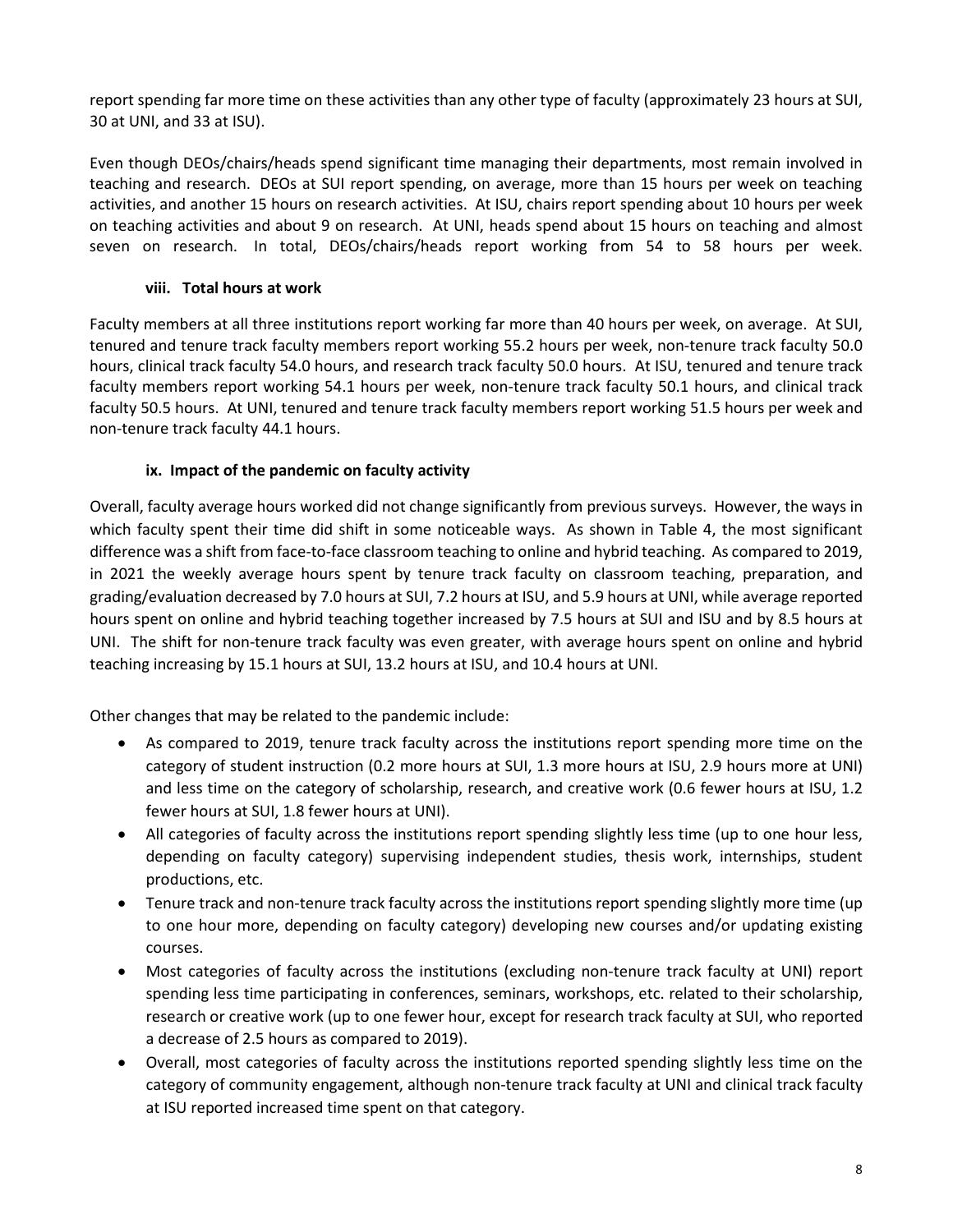report spending far more time on these activities than any other type of faculty (approximately 23 hours at SUI, 30 at UNI, and 33 at ISU).

Even though DEOs/chairs/heads spend significant time managing their departments, most remain involved in teaching and research. DEOs at SUI report spending, on average, more than 15 hours per week on teaching activities, and another 15 hours on research activities. At ISU, chairs report spending about 10 hours per week on teaching activities and about 9 on research. At UNI, heads spend about 15 hours on teaching and almost seven on research. In total, DEOs/chairs/heads report working from 54 to 58 hours per week.

#### viii. Total hours at work

Faculty members at all three institutions report working far more than 40 hours per week, on average. At SUI, tenured and tenure track faculty members report working 55.2 hours per week, non-tenure track faculty 50.0 hours, clinical track faculty 54.0 hours, and research track faculty 50.0 hours. At ISU, tenured and tenure track faculty members report working 54.1 hours per week, non-tenure track faculty 50.1 hours, and clinical track faculty 50.5 hours. At UNI, tenured and tenure track faculty members report working 51.5 hours per week and non-tenure track faculty 44.1 hours.

#### ix. Impact of the pandemic on faculty activity

Overall, faculty average hours worked did not change significantly from previous surveys. However, the ways in which faculty spent their time did shift in some noticeable ways. As shown in Table 4, the most significant difference was a shift from face-to-face classroom teaching to online and hybrid teaching. As compared to 2019, in 2021 the weekly average hours spent by tenure track faculty on classroom teaching, preparation, and grading/evaluation decreased by 7.0 hours at SUI, 7.2 hours at ISU, and 5.9 hours at UNI, while average reported hours spent on online and hybrid teaching together increased by 7.5 hours at SUI and ISU and by 8.5 hours at UNI. The shift for non-tenure track faculty was even greater, with average hours spent on online and hybrid teaching increasing by 15.1 hours at SUI, 13.2 hours at ISU, and 10.4 hours at UNI.

Other changes that may be related to the pandemic include:

- As compared to 2019, tenure track faculty across the institutions report spending more time on the category of student instruction (0.2 more hours at SUI, 1.3 more hours at ISU, 2.9 hours more at UNI) and less time on the category of scholarship, research, and creative work (0.6 fewer hours at ISU, 1.2 fewer hours at SUI, 1.8 fewer hours at UNI).
- All categories of faculty across the institutions report spending slightly less time (up to one hour less, depending on faculty category) supervising independent studies, thesis work, internships, student productions, etc.
- Tenure track and non-tenure track faculty across the institutions report spending slightly more time (up to one hour more, depending on faculty category) developing new courses and/or updating existing courses.
- Most categories of faculty across the institutions (excluding non-tenure track faculty at UNI) report spending less time participating in conferences, seminars, workshops, etc. related to their scholarship, research or creative work (up to one fewer hour, except for research track faculty at SUI, who reported a decrease of 2.5 hours as compared to 2019).
- Overall, most categories of faculty across the institutions reported spending slightly less time on the category of community engagement, although non-tenure track faculty at UNI and clinical track faculty at ISU reported increased time spent on that category.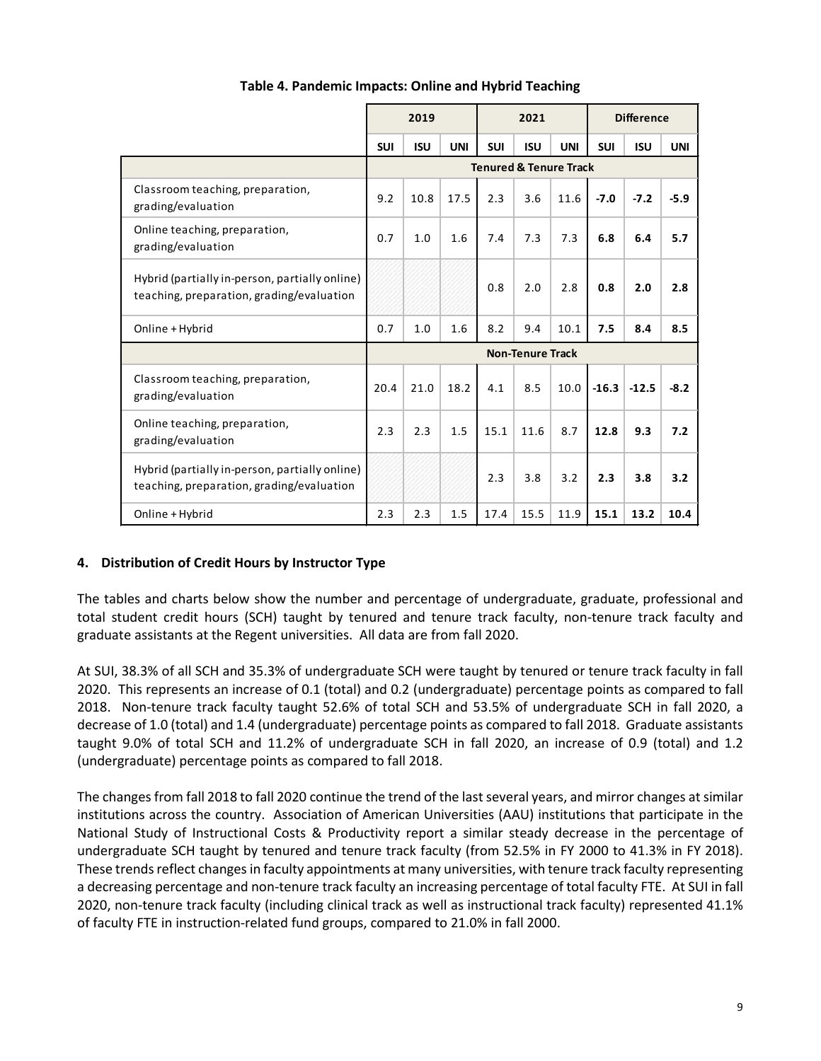**Table 4. Pandemic Impacts: Online and Hybrid Teaching**

| | 2019 | | | 2021 | | | Difference | | |
|---|---|---|---|---|---|---|---|---|---|
| | SUI | ISU | UNI | SUI | ISU | UNI | SUI | ISU | UNI |
| **Tenured & Tenure Track** | | | | | | | | | |
| Classroom teaching, preparation, grading/evaluation | 9.2 | 10.8 | 17.5 | 2.3 | 3.6 | 11.6 | **-7.0** | **-7.2** | **-5.9** |
| Online teaching, preparation, grading/evaluation | 0.7 | 1.0 | 1.6 | 7.4 | 7.3 | 7.3 | **6.8** | **6.4** | **5.7** |
| Hybrid (partially in-person, partially online) teaching, preparation, grading/evaluation | | | | 0.8 | 2.0 | 2.8 | **0.8** | **2.0** | **2.8** |
| Online + Hybrid | 0.7 | 1.0 | 1.6 | 8.2 | 9.4 | 10.1 | **7.5** | **8.4** | **8.5** |
| **Non-Tenure Track** | | | | | | | | | |
| Classroom teaching, preparation, grading/evaluation | 20.4 | 21.0 | 18.2 | 4.1 | 8.5 | 10.0 | **-16.3** | **-12.5** | **-8.2** |
| Online teaching, preparation, grading/evaluation | 2.3 | 2.3 | 1.5 | 15.1 | 11.6 | 8.7 | **12.8** | **9.3** | **7.2** |
| Hybrid (partially in-person, partially online) teaching, preparation, grading/evaluation | | | | 2.3 | 3.8 | 3.2 | **2.3** | **3.8** | **3.2** |
| Online + Hybrid | 2.3 | 2.3 | 1.5 | 17.4 | 15.5 | 11.9 | **15.1** | **13.2** | **10.4** |

### 4. Distribution of Credit Hours by Instructor Type

The tables and charts below show the number and percentage of undergraduate, graduate, professional and total student credit hours (SCH) taught by tenured and tenure track faculty, non-tenure track faculty and graduate assistants at the Regent universities. All data are from fall 2020.

At SUI, 38.3% of all SCH and 35.3% of undergraduate SCH were taught by tenured or tenure track faculty in fall 2020. This represents an increase of 0.1 (total) and 0.2 (undergraduate) percentage points as compared to fall 2018. Non-tenure track faculty taught 52.6% of total SCH and 53.5% of undergraduate SCH in fall 2020, a decrease of 1.0 (total) and 1.4 (undergraduate) percentage points as compared to fall 2018. Graduate assistants taught 9.0% of total SCH and 11.2% of undergraduate SCH in fall 2020, an increase of 0.9 (total) and 1.2 (undergraduate) percentage points as compared to fall 2018.

The changes from fall 2018 to fall 2020 continue the trend of the last several years, and mirror changes at similar institutions across the country. Association of American Universities (AAU) institutions that participate in the National Study of Instructional Costs & Productivity report a similar steady decrease in the percentage of undergraduate SCH taught by tenured and tenure track faculty (from 52.5% in FY 2000 to 41.3% in FY 2018). These trends reflect changes in faculty appointments at many universities, with tenure track faculty representing a decreasing percentage and non-tenure track faculty an increasing percentage of total faculty FTE. At SUI in fall 2020, non-tenure track faculty (including clinical track as well as instructional track faculty) represented 41.1% of faculty FTE in instruction-related fund groups, compared to 21.0% in fall 2000.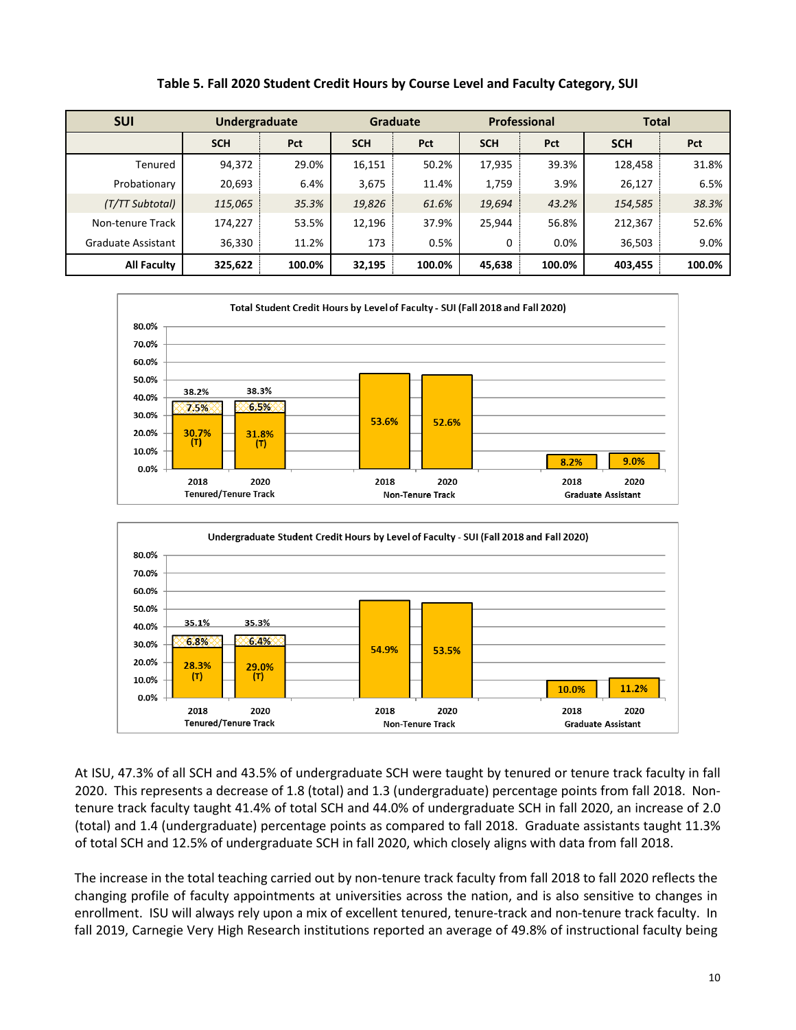**Table 5. Fall 2020 Student Credit Hours by Course Level and Faculty Category, SUI**

| SUI | Undergraduate | | Graduate | | Professional | | Total | |
|---|---|---|---|---|---|---|---|---|
| | SCH | Pct | SCH | Pct | SCH | Pct | SCH | Pct |
| Tenured | 94,372 | 29.0% | 16,151 | 50.2% | 17,935 | 39.3% | 128,458 | 31.8% |
| Probationary | 20,693 | 6.4% | 3,675 | 11.4% | 1,759 | 3.9% | 26,127 | 6.5% |
| *(T/TT Subtotal)* | *115,065* | *35.3%* | *19,826* | *61.6%* | *19,694* | *43.2%* | *154,585* | *38.3%* |
| Non-tenure Track | 174,227 | 53.5% | 12,196 | 37.9% | 25,944 | 56.8% | 212,367 | 52.6% |
| Graduate Assistant | 36,330 | 11.2% | 173 | 0.5% | 0 | 0.0% | 36,503 | 9.0% |
| **All Faculty** | **325,622** | **100.0%** | **32,195** | **100.0%** | **45,638** | **100.0%** | **403,455** | **100.0%** |

**Total Student Credit Hours by Level of Faculty - SUI (Fall 2018 and Fall 2020)**

| | Tenured/Tenure Track 2018 | Tenured/Tenure Track 2020 | Non-Tenure Track 2018 | Non-Tenure Track 2020 | Graduate Assistant 2018 | Graduate Assistant 2020 |
|---|---|---|---|---|---|---|
| Total | 38.2% | 38.3% | 53.6% | 52.6% | 8.2% | 9.0% |
| Tenured (T) | 30.7% | 31.8% | | | | |
| Probationary | 7.5% | 6.5% | | | | |

**Undergraduate Student Credit Hours by Level of Faculty - SUI (Fall 2018 and Fall 2020)**

| | Tenured/Tenure Track 2018 | Tenured/Tenure Track 2020 | Non-Tenure Track 2018 | Non-Tenure Track 2020 | Graduate Assistant 2018 | Graduate Assistant 2020 |
|---|---|---|---|---|---|---|
| Total | 35.1% | 35.3% | 54.9% | 53.5% | 10.0% | 11.2% |
| Tenured (T) | 28.3% | 29.0% | | | | |
| Probationary | 6.8% | 6.4% | | | | |

At ISU, 47.3% of all SCH and 43.5% of undergraduate SCH were taught by tenured or tenure track faculty in fall 2020. This represents a decrease of 1.8 (total) and 1.3 (undergraduate) percentage points from fall 2018. Non-tenure track faculty taught 41.4% of total SCH and 44.0% of undergraduate SCH in fall 2020, an increase of 2.0 (total) and 1.4 (undergraduate) percentage points as compared to fall 2018. Graduate assistants taught 11.3% of total SCH and 12.5% of undergraduate SCH in fall 2020, which closely aligns with data from fall 2018.

The increase in the total teaching carried out by non-tenure track faculty from fall 2018 to fall 2020 reflects the changing profile of faculty appointments at universities across the nation, and is also sensitive to changes in enrollment. ISU will always rely upon a mix of excellent tenured, tenure-track and non-tenure track faculty. In fall 2019, Carnegie Very High Research institutions reported an average of 49.8% of instructional faculty being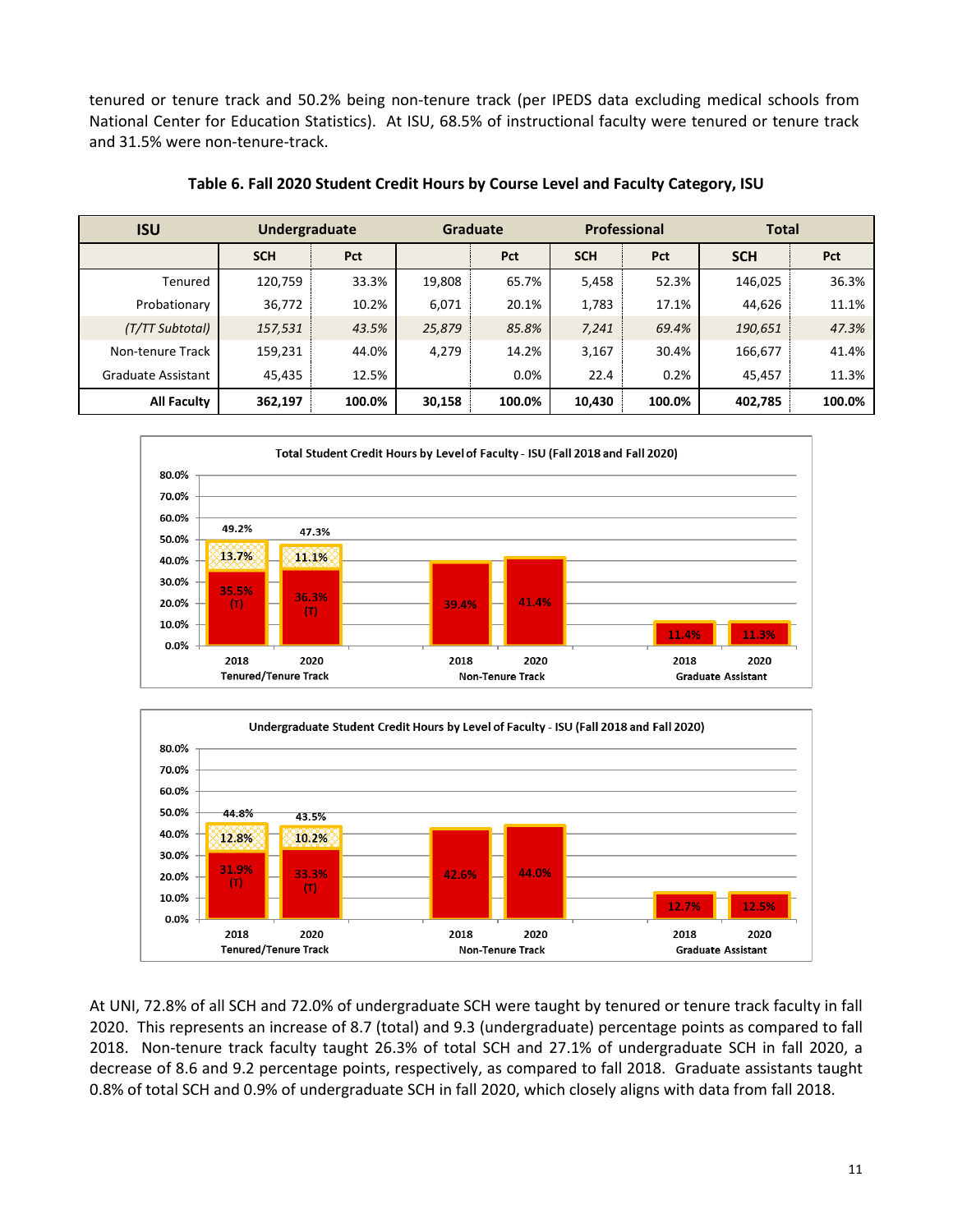tenured or tenure track and 50.2% being non-tenure track (per IPEDS data excluding medical schools from National Center for Education Statistics). At ISU, 68.5% of instructional faculty were tenured or tenure track and 31.5% were non-tenure-track.

**Table 6. Fall 2020 Student Credit Hours by Course Level and Faculty Category, ISU**

| ISU | Undergraduate | | Graduate | | Professional | | Total | |
|---|---|---|---|---|---|---|---|---|
| | SCH | Pct | | Pct | SCH | Pct | SCH | Pct |
| Tenured | 120,759 | 33.3% | 19,808 | 65.7% | 5,458 | 52.3% | 146,025 | 36.3% |
| Probationary | 36,772 | 10.2% | 6,071 | 20.1% | 1,783 | 17.1% | 44,626 | 11.1% |
| *(T/TT Subtotal)* | *157,531* | *43.5%* | *25,879* | *85.8%* | *7,241* | *69.4%* | *190,651* | *47.3%* |
| Non-tenure Track | 159,231 | 44.0% | 4,279 | 14.2% | 3,167 | 30.4% | 166,677 | 41.4% |
| Graduate Assistant | 45,435 | 12.5% | | 0.0% | 22.4 | 0.2% | 45,457 | 11.3% |
| **All Faculty** | **362,197** | **100.0%** | **30,158** | **100.0%** | **10,430** | **100.0%** | **402,785** | **100.0%** |

At UNI, 72.8% of all SCH and 72.0% of undergraduate SCH were taught by tenured or tenure track faculty in fall 2020. This represents an increase of 8.7 (total) and 9.3 (undergraduate) percentage points as compared to fall 2018. Non-tenure track faculty taught 26.3% of total SCH and 27.1% of undergraduate SCH in fall 2020, a decrease of 8.6 and 9.2 percentage points, respectively, as compared to fall 2018. Graduate assistants taught 0.8% of total SCH and 0.9% of undergraduate SCH in fall 2020, which closely aligns with data from fall 2018.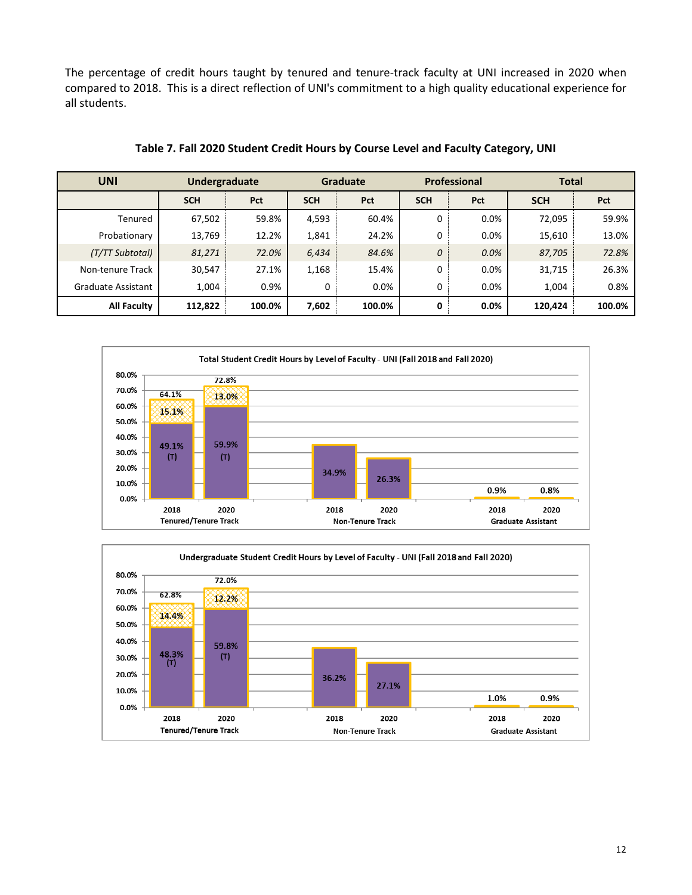The percentage of credit hours taught by tenured and tenure-track faculty at UNI increased in 2020 when compared to 2018. This is a direct reflection of UNI's commitment to a high quality educational experience for all students.

**Table 7. Fall 2020 Student Credit Hours by Course Level and Faculty Category, UNI**

| UNI | Undergraduate | | Graduate | | Professional | | Total | |
|---|---|---|---|---|---|---|---|---|
| | SCH | Pct | SCH | Pct | SCH | Pct | SCH | Pct |
| Tenured | 67,502 | 59.8% | 4,593 | 60.4% | 0 | 0.0% | 72,095 | 59.9% |
| Probationary | 13,769 | 12.2% | 1,841 | 24.2% | 0 | 0.0% | 15,610 | 13.0% |
| *(T/TT Subtotal)* | *81,271* | *72.0%* | *6,434* | *84.6%* | *0* | *0.0%* | *87,705* | *72.8%* |
| Non-tenure Track | 30,547 | 27.1% | 1,168 | 15.4% | 0 | 0.0% | 31,715 | 26.3% |
| Graduate Assistant | 1,004 | 0.9% | 0 | 0.0% | 0 | 0.0% | 1,004 | 0.8% |
| **All Faculty** | **112,822** | **100.0%** | **7,602** | **100.0%** | **0** | **0.0%** | **120,424** | **100.0%** |

**Total Student Credit Hours by Level of Faculty - UNI (Fall 2018 and Fall 2020)**

| | Tenured/Tenure Track 2018 | Tenured/Tenure Track 2020 | Non-Tenure Track 2018 | Non-Tenure Track 2020 | Graduate Assistant 2018 | Graduate Assistant 2020 |
|---|---|---|---|---|---|---|
| Tenured (T) | 49.1% | 59.9% | | | | |
| Probationary | 15.1% | 13.0% | | | | |
| Total | 64.1% | 72.8% | 34.9% | 26.3% | 0.9% | 0.8% |

**Undergraduate Student Credit Hours by Level of Faculty - UNI (Fall 2018 and Fall 2020)**

| | Tenured/Tenure Track 2018 | Tenured/Tenure Track 2020 | Non-Tenure Track 2018 | Non-Tenure Track 2020 | Graduate Assistant 2018 | Graduate Assistant 2020 |
|---|---|---|---|---|---|---|
| Tenured (T) | 48.3% | 59.8% | | | | |
| Probationary | 14.4% | 12.2% | | | | |
| Total | 62.8% | 72.0% | 36.2% | 27.1% | 1.0% | 0.9% |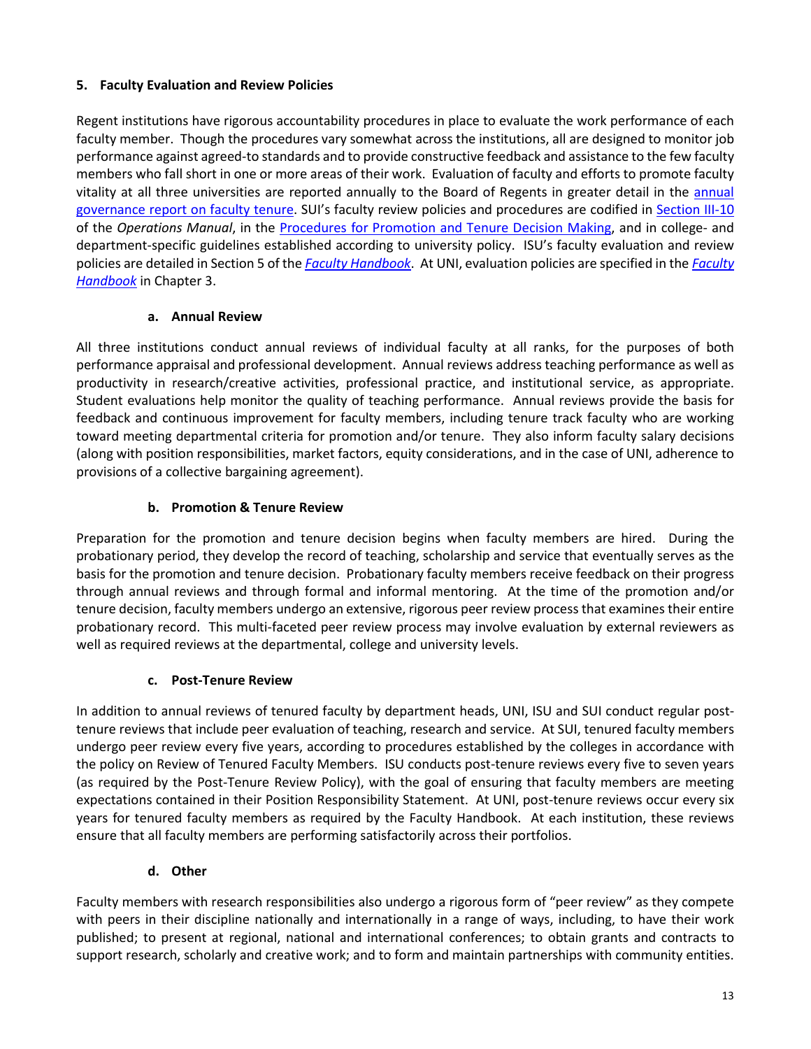## 5. Faculty Evaluation and Review Policies

Regent institutions have rigorous accountability procedures in place to evaluate the work performance of each faculty member. Though the procedures vary somewhat across the institutions, all are designed to monitor job performance against agreed-to standards and to provide constructive feedback and assistance to the few faculty members who fall short in one or more areas of their work. Evaluation of faculty and efforts to promote faculty vitality at all three universities are reported annually to the Board of Regents in greater detail in the annual governance report on faculty tenure. SUI's faculty review policies and procedures are codified in Section III-10 of the *Operations Manual*, in the Procedures for Promotion and Tenure Decision Making, and in college- and department-specific guidelines established according to university policy. ISU's faculty evaluation and review policies are detailed in Section 5 of the ***Faculty Handbook***. At UNI, evaluation policies are specified in the ***Faculty Handbook*** in Chapter 3.

### a. Annual Review

All three institutions conduct annual reviews of individual faculty at all ranks, for the purposes of both performance appraisal and professional development. Annual reviews address teaching performance as well as productivity in research/creative activities, professional practice, and institutional service, as appropriate. Student evaluations help monitor the quality of teaching performance. Annual reviews provide the basis for feedback and continuous improvement for faculty members, including tenure track faculty who are working toward meeting departmental criteria for promotion and/or tenure. They also inform faculty salary decisions (along with position responsibilities, market factors, equity considerations, and in the case of UNI, adherence to provisions of a collective bargaining agreement).

### b. Promotion & Tenure Review

Preparation for the promotion and tenure decision begins when faculty members are hired. During the probationary period, they develop the record of teaching, scholarship and service that eventually serves as the basis for the promotion and tenure decision. Probationary faculty members receive feedback on their progress through annual reviews and through formal and informal mentoring. At the time of the promotion and/or tenure decision, faculty members undergo an extensive, rigorous peer review process that examines their entire probationary record. This multi-faceted peer review process may involve evaluation by external reviewers as well as required reviews at the departmental, college and university levels.

### c. Post-Tenure Review

In addition to annual reviews of tenured faculty by department heads, UNI, ISU and SUI conduct regular post-tenure reviews that include peer evaluation of teaching, research and service. At SUI, tenured faculty members undergo peer review every five years, according to procedures established by the colleges in accordance with the policy on Review of Tenured Faculty Members. ISU conducts post-tenure reviews every five to seven years (as required by the Post-Tenure Review Policy), with the goal of ensuring that faculty members are meeting expectations contained in their Position Responsibility Statement. At UNI, post-tenure reviews occur every six years for tenured faculty members as required by the Faculty Handbook. At each institution, these reviews ensure that all faculty members are performing satisfactorily across their portfolios.

### d. Other

Faculty members with research responsibilities also undergo a rigorous form of "peer review" as they compete with peers in their discipline nationally and internationally in a range of ways, including, to have their work published; to present at regional, national and international conferences; to obtain grants and contracts to support research, scholarly and creative work; and to form and maintain partnerships with community entities.